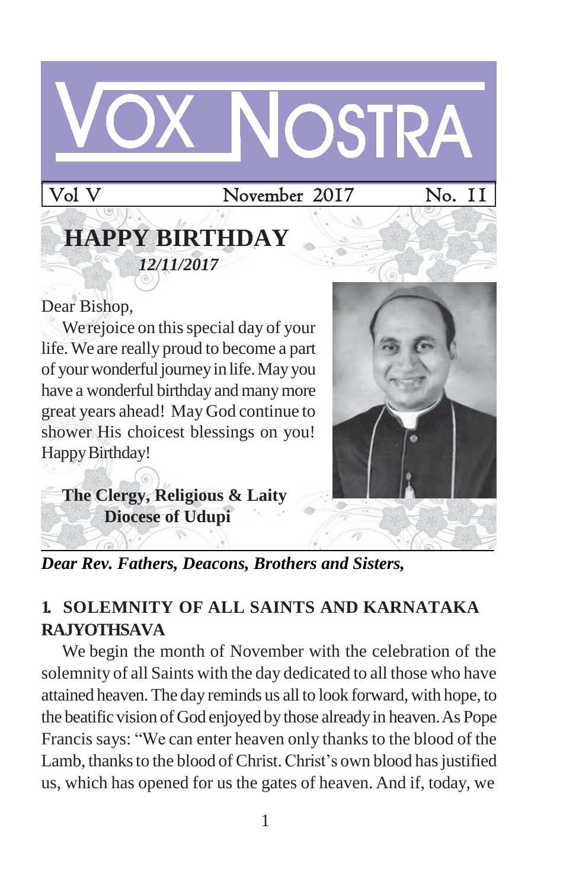# VOX NOSTRA

Vol V November 2017 No. 11

## HAPPY BIRTHDAY

***12/11/2017***

Dear Bishop,

We rejoice on this special day of your life. We are really proud to become a part of your wonderful journey in life. May you have a wonderful birthday and many more great years ahead! May God continue to shower His choicest blessings on you! Happy Birthday!

**The Clergy, Religious & Laity**
**Diocese of Udupi**

***Dear Rev. Fathers, Deacons, Brothers and Sisters,***

### 1. SOLEMNITY OF ALL SAINTS AND KARNATAKA RAJYOTHSAVA

We begin the month of November with the celebration of the solemnity of all Saints with the day dedicated to all those who have attained heaven. The day reminds us all to look forward, with hope, to the beatific vision of God enjoyed by those already in heaven. As Pope Francis says: "We can enter heaven only thanks to the blood of the Lamb, thanks to the blood of Christ. Christ's own blood has justified us, which has opened for us the gates of heaven. And if, today, we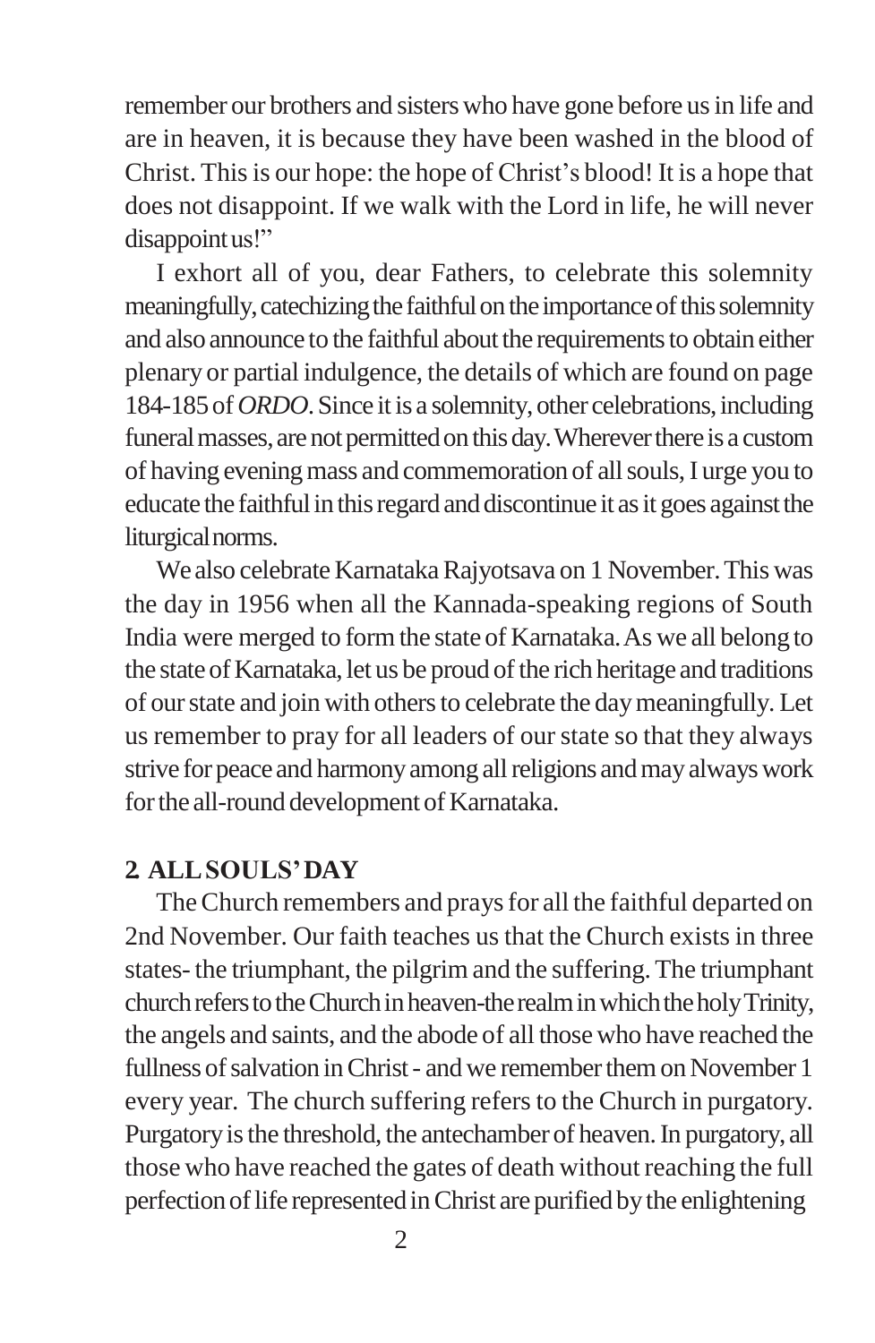remember our brothers and sisters who have gone before us in life and are in heaven, it is because they have been washed in the blood of Christ. This is our hope: the hope of Christ's blood! It is a hope that does not disappoint. If we walk with the Lord in life, he will never disappoint us!"

I exhort all of you, dear Fathers, to celebrate this solemnity meaningfully, catechizing the faithful on the importance of this solemnity and also announce to the faithful about the requirements to obtain either plenary or partial indulgence, the details of which are found on page 184-185 of *ORDO*. Since it is a solemnity, other celebrations, including funeral masses, are not permitted on this day. Wherever there is a custom of having evening mass and commemoration of all souls, I urge you to educate the faithful in this regard and discontinue it as it goes against the liturgical norms.

We also celebrate Karnataka Rajyotsava on 1 November. This was the day in 1956 when all the Kannada-speaking regions of South India were merged to form the state of Karnataka. As we all belong to the state of Karnataka, let us be proud of the rich heritage and traditions of our state and join with others to celebrate the day meaningfully. Let us remember to pray for all leaders of our state so that they always strive for peace and harmony among all religions and may always work for the all-round development of Karnataka.

## 2 ALL SOULS' DAY

The Church remembers and prays for all the faithful departed on 2nd November. Our faith teaches us that the Church exists in three states- the triumphant, the pilgrim and the suffering. The triumphant church refers to the Church in heaven-the realm in which the holy Trinity, the angels and saints, and the abode of all those who have reached the fullness of salvation in Christ - and we remember them on November 1 every year. The church suffering refers to the Church in purgatory. Purgatory is the threshold, the antechamber of heaven. In purgatory, all those who have reached the gates of death without reaching the full perfection of life represented in Christ are purified by the enlightening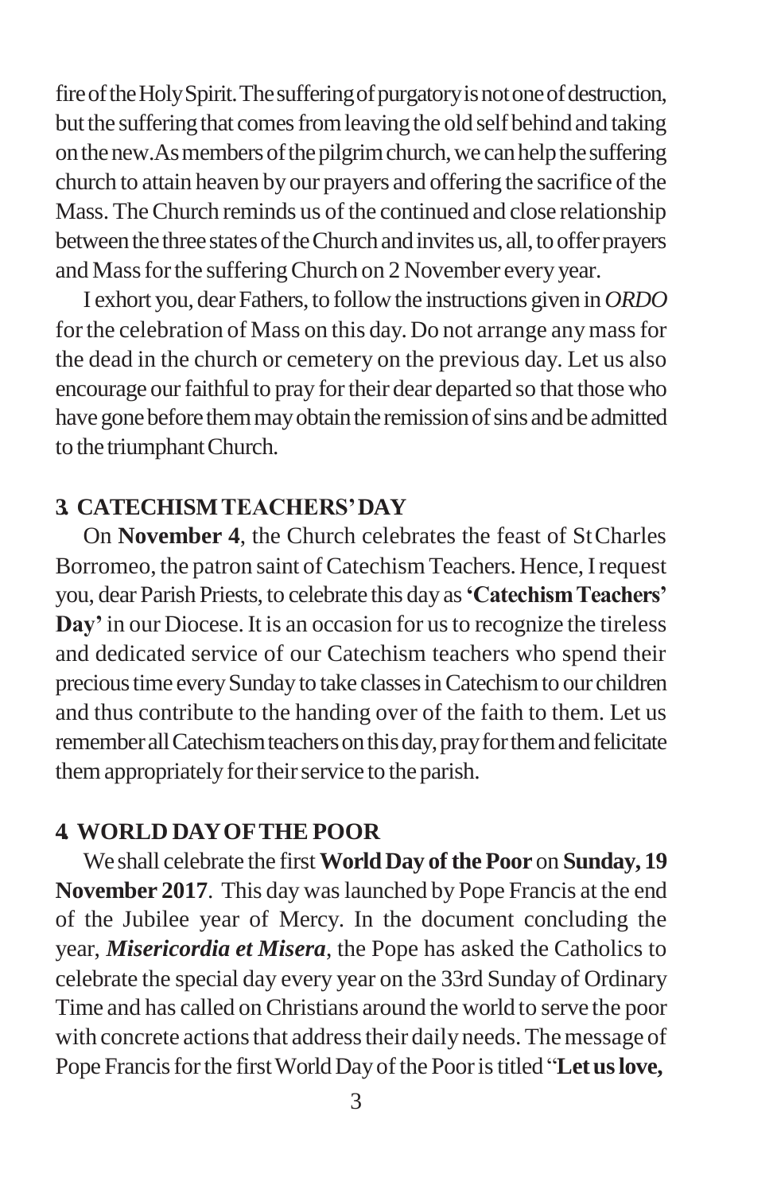fire of the Holy Spirit. The suffering of purgatory is not one of destruction, but the suffering that comes from leaving the old self behind and taking on the new. As members of the pilgrim church, we can help the suffering church to attain heaven by our prayers and offering the sacrifice of the Mass. The Church reminds us of the continued and close relationship between the three states of the Church and invites us, all, to offer prayers and Mass for the suffering Church on 2 November every year.

I exhort you, dear Fathers, to follow the instructions given in *ORDO* for the celebration of Mass on this day. Do not arrange any mass for the dead in the church or cemetery on the previous day. Let us also encourage our faithful to pray for their dear departed so that those who have gone before them may obtain the remission of sins and be admitted to the triumphant Church.

## 3. CATECHISM TEACHERS' DAY

On **November 4**, the Church celebrates the feast of St Charles Borromeo, the patron saint of Catechism Teachers. Hence, I request you, dear Parish Priests, to celebrate this day as **'Catechism Teachers' Day'** in our Diocese. It is an occasion for us to recognize the tireless and dedicated service of our Catechism teachers who spend their precious time every Sunday to take classes in Catechism to our children and thus contribute to the handing over of the faith to them. Let us remember all Catechism teachers on this day, pray for them and felicitate them appropriately for their service to the parish.

## 4. WORLD DAY OF THE POOR

We shall celebrate the first **World Day of the Poor** on **Sunday, 19 November 2017**. This day was launched by Pope Francis at the end of the Jubilee year of Mercy. In the document concluding the year, ***Misericordia et Misera***, the Pope has asked the Catholics to celebrate the special day every year on the 33rd Sunday of Ordinary Time and has called on Christians around the world to serve the poor with concrete actions that address their daily needs. The message of Pope Francis for the first World Day of the Poor is titled "**Let us love,**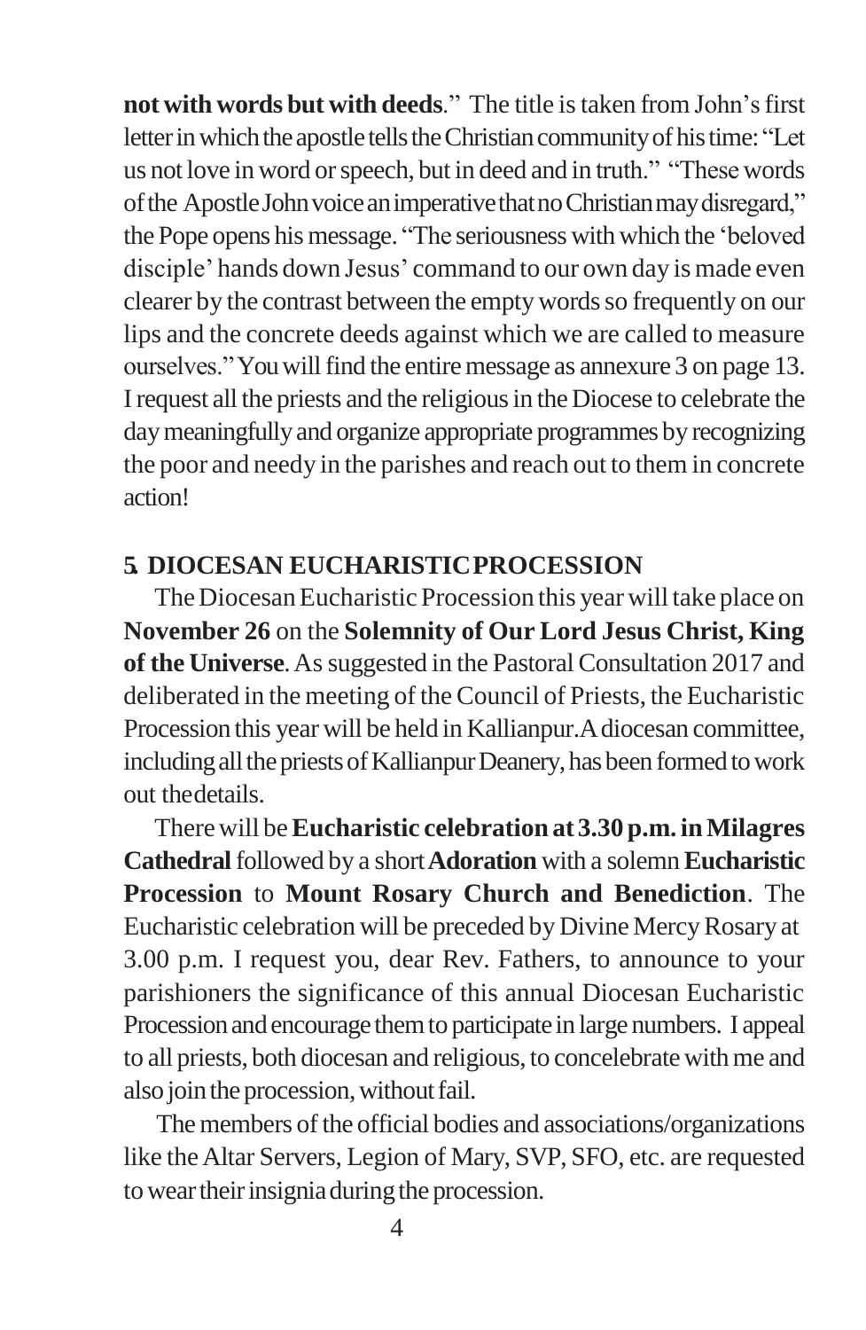**not with words but with deeds**." The title is taken from John's first letter in which the apostle tells the Christian community of his time: "Let us not love in word or speech, but in deed and in truth." "These words of the Apostle John voice an imperative that no Christian may disregard," the Pope opens his message. "The seriousness with which the 'beloved disciple' hands down Jesus' command to our own day is made even clearer by the contrast between the empty words so frequently on our lips and the concrete deeds against which we are called to measure ourselves." You will find the entire message as annexure 3 on page 13. I request all the priests and the religious in the Diocese to celebrate the day meaningfully and organize appropriate programmes by recognizing the poor and needy in the parishes and reach out to them in concrete action!

## 5. DIOCESAN EUCHARISTIC PROCESSION

The Diocesan Eucharistic Procession this year will take place on **November 26** on the **Solemnity of Our Lord Jesus Christ, King of the Universe**. As suggested in the Pastoral Consultation 2017 and deliberated in the meeting of the Council of Priests, the Eucharistic Procession this year will be held in Kallianpur. A diocesan committee, including all the priests of Kallianpur Deanery, has been formed to work out the details.

There will be **Eucharistic celebration at 3.30 p.m. in Milagres Cathedral** followed by a short **Adoration** with a solemn **Eucharistic Procession** to **Mount Rosary Church and Benediction**. The Eucharistic celebration will be preceded by Divine Mercy Rosary at 3.00 p.m. I request you, dear Rev. Fathers, to announce to your parishioners the significance of this annual Diocesan Eucharistic Procession and encourage them to participate in large numbers. I appeal to all priests, both diocesan and religious, to concelebrate with me and also join the procession, without fail.

The members of the official bodies and associations/organizations like the Altar Servers, Legion of Mary, SVP, SFO, etc. are requested to wear their insignia during the procession.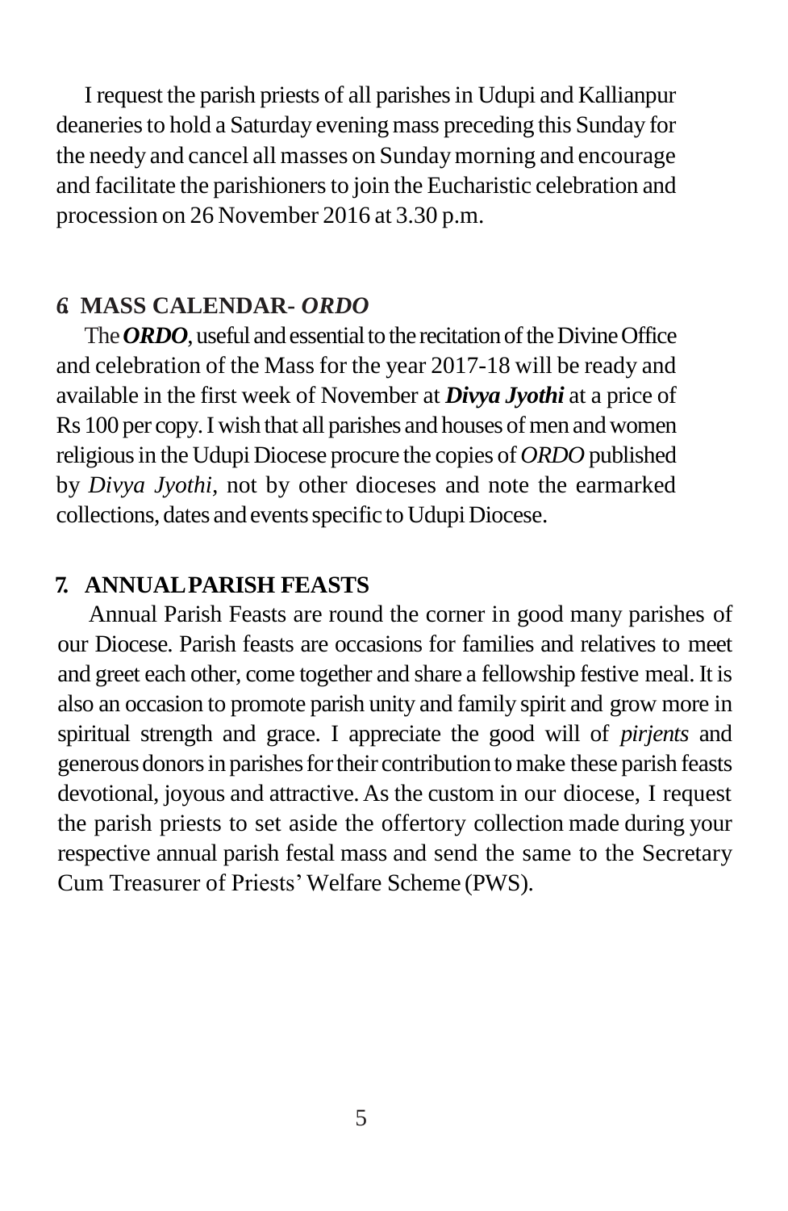I request the parish priests of all parishes in Udupi and Kallianpur deaneries to hold a Saturday evening mass preceding this Sunday for the needy and cancel all masses on Sunday morning and encourage and facilitate the parishioners to join the Eucharistic celebration and procession on 26 November 2016 at 3.30 p.m.

## 6. MASS CALENDAR- *ORDO*

The ***ORDO***, useful and essential to the recitation of the Divine Office and celebration of the Mass for the year 2017-18 will be ready and available in the first week of November at ***Divya Jyothi*** at a price of Rs 100 per copy. I wish that all parishes and houses of men and women religious in the Udupi Diocese procure the copies of *ORDO* published by *Divya Jyothi*, not by other dioceses and note the earmarked collections, dates and events specific to Udupi Diocese.

## 7. ANNUAL PARISH FEASTS

Annual Parish Feasts are round the corner in good many parishes of our Diocese. Parish feasts are occasions for families and relatives to meet and greet each other, come together and share a fellowship festive meal. It is also an occasion to promote parish unity and family spirit and grow more in spiritual strength and grace. I appreciate the good will of *pirjents* and generous donors in parishes for their contribution to make these parish feasts devotional, joyous and attractive. As the custom in our diocese, I request the parish priests to set aside the offertory collection made during your respective annual parish festal mass and send the same to the Secretary Cum Treasurer of Priests' Welfare Scheme (PWS).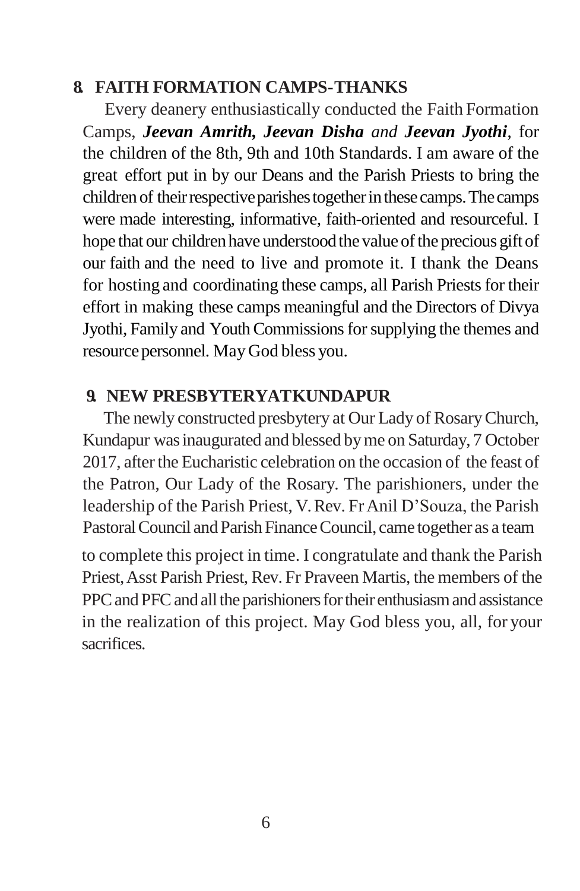## 8. FAITH FORMATION CAMPS-THANKS

Every deanery enthusiastically conducted the Faith Formation Camps, ***Jeevan Amrith, Jeevan Disha*** *and* ***Jeevan Jyothi***, for the children of the 8th, 9th and 10th Standards. I am aware of the great effort put in by our Deans and the Parish Priests to bring the children of their respective parishes together in these camps. The camps were made interesting, informative, faith-oriented and resourceful. I hope that our children have understood the value of the precious gift of our faith and the need to live and promote it. I thank the Deans for hosting and coordinating these camps, all Parish Priests for their effort in making these camps meaningful and the Directors of Divya Jyothi, Family and Youth Commissions for supplying the themes and resource personnel. May God bless you.

## 9. NEW PRESBYTERYATKUNDAPUR

The newly constructed presbytery at Our Lady of Rosary Church, Kundapur was inaugurated and blessed by me on Saturday, 7 October 2017, after the Eucharistic celebration on the occasion of the feast of the Patron, Our Lady of the Rosary. The parishioners, under the leadership of the Parish Priest, V. Rev. Fr Anil D'Souza, the Parish Pastoral Council and Parish Finance Council, came together as a team to complete this project in time. I congratulate and thank the Parish Priest, Asst Parish Priest, Rev. Fr Praveen Martis, the members of the PPC and PFC and all the parishioners for their enthusiasm and assistance in the realization of this project. May God bless you, all, for your sacrifices.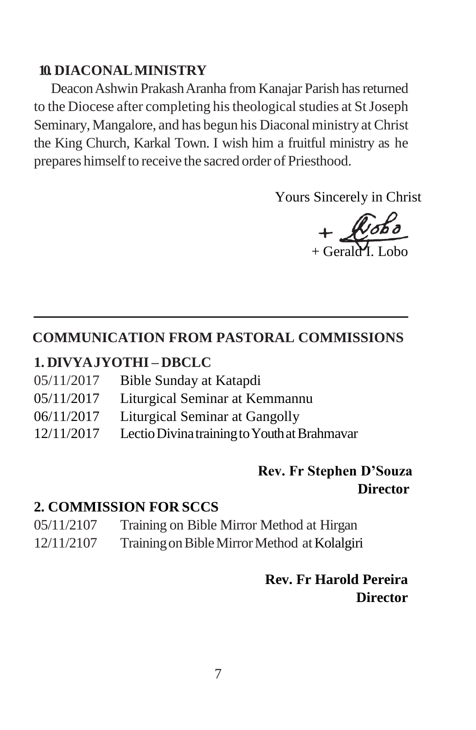## 10. DIACONAL MINISTRY

Deacon Ashwin Prakash Aranha from Kanajar Parish has returned to the Diocese after completing his theological studies at St Joseph Seminary, Mangalore, and has begun his Diaconal ministry at Christ the King Church, Karkal Town. I wish him a fruitful ministry as he prepares himself to receive the sacred order of Priesthood.

Yours Sincerely in Christ

+ Gerald I. Lobo

---

# COMMUNICATION FROM PASTORAL COMMISSIONS

## 1. DIVYAJYOTHI – DBCLC

05/11/2017 Bible Sunday at Katapdi
05/11/2017 Liturgical Seminar at Kemmannu
06/11/2017 Liturgical Seminar at Gangolly
12/11/2017 Lectio Divina training to Youth at Brahmavar

**Rev. Fr Stephen D'Souza**
**Director**

## 2. COMMISSION FOR SCCS

05/11/2107 Training on Bible Mirror Method at Hirgan
12/11/2107 Training on Bible Mirror Method at Kolalgiri

**Rev. Fr Harold Pereira**
**Director**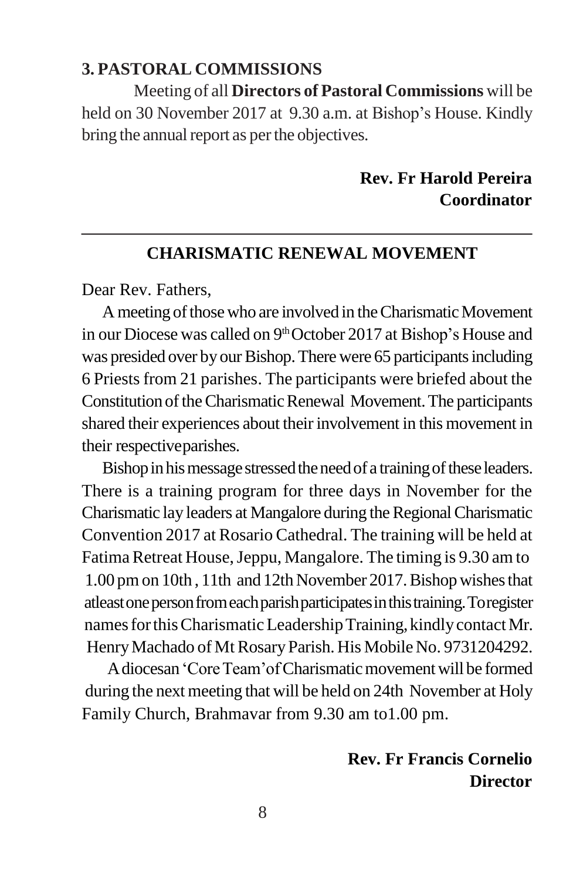### 3. PASTORAL COMMISSIONS

Meeting of all **Directors of Pastoral Commissions** will be held on 30 November 2017 at 9.30 a.m. at Bishop's House. Kindly bring the annual report as per the objectives.

**Rev. Fr Harold Pereira**
**Coordinator**

---

## CHARISMATIC RENEWAL MOVEMENT

Dear Rev. Fathers,

A meeting of those who are involved in the Charismatic Movement in our Diocese was called on 9th October 2017 at Bishop's House and was presided over by our Bishop. There were 65 participants including 6 Priests from 21 parishes. The participants were briefed about the Constitution of the Charismatic Renewal Movement. The participants shared their experiences about their involvement in this movement in their respective parishes.

Bishop in his message stressed the need of a training of these leaders. There is a training program for three days in November for the Charismatic lay leaders at Mangalore during the Regional Charismatic Convention 2017 at Rosario Cathedral. The training will be held at Fatima Retreat House, Jeppu, Mangalore. The timing is 9.30 am to 1.00 pm on 10th, 11th and 12th November 2017. Bishop wishes that atleast one person from each parish participates in this training. To register names for this Charismatic Leadership Training, kindly contact Mr. Henry Machado of Mt Rosary Parish. His Mobile No. 9731204292.

A diocesan 'Core Team' of Charismatic movement will be formed during the next meeting that will be held on 24th November at Holy Family Church, Brahmavar from 9.30 am to 1.00 pm.

**Rev. Fr Francis Cornelio**
**Director**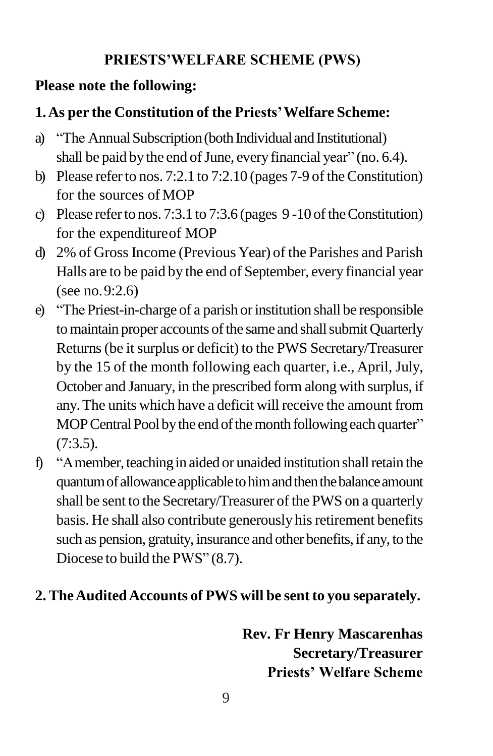## PRIESTS'WELFARE SCHEME (PWS)

**Please note the following:**

**1. As per the Constitution of the Priests' Welfare Scheme:**

a) "The Annual Subscription (both Individual and Institutional) shall be paid by the end of June, every financial year" (no. 6.4).

b) Please refer to nos. 7:2.1 to 7:2.10 (pages 7-9 of the Constitution) for the sources of MOP

c) Please refer to nos. 7:3.1 to 7:3.6 (pages 9 -10 of the Constitution) for the expenditure of MOP

d) 2% of Gross Income (Previous Year) of the Parishes and Parish Halls are to be paid by the end of September, every financial year (see no. 9:2.6)

e) "The Priest-in-charge of a parish or institution shall be responsible to maintain proper accounts of the same and shall submit Quarterly Returns (be it surplus or deficit) to the PWS Secretary/Treasurer by the 15 of the month following each quarter, i.e., April, July, October and January, in the prescribed form along with surplus, if any. The units which have a deficit will receive the amount from MOP Central Pool by the end of the month following each quarter" (7:3.5).

f) "A member, teaching in aided or unaided institution shall retain the quantum of allowance applicable to him and then the balance amount shall be sent to the Secretary/Treasurer of the PWS on a quarterly basis. He shall also contribute generously his retirement benefits such as pension, gratuity, insurance and other benefits, if any, to the Diocese to build the PWS" (8.7).

**2. The Audited Accounts of PWS will be sent to you separately.**

**Rev. Fr Henry Mascarenhas**
**Secretary/Treasurer**
**Priests' Welfare Scheme**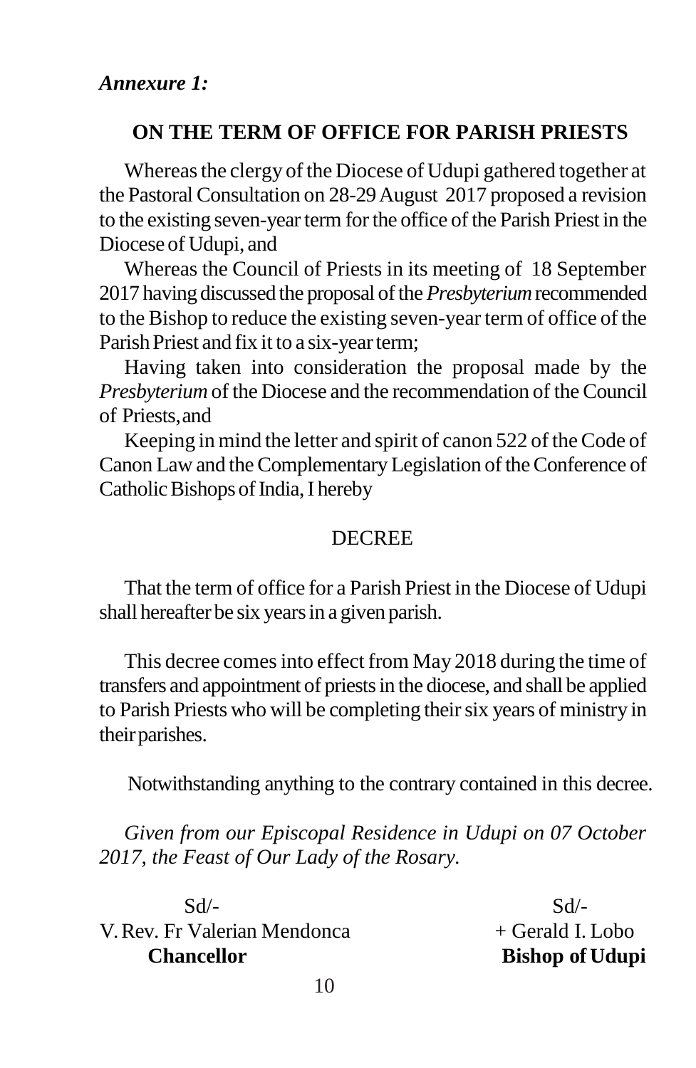*Annexure 1:*

## ON THE TERM OF OFFICE FOR PARISH PRIESTS

Whereas the clergy of the Diocese of Udupi gathered together at the Pastoral Consultation on 28-29 August 2017 proposed a revision to the existing seven-year term for the office of the Parish Priest in the Diocese of Udupi, and

Whereas the Council of Priests in its meeting of 18 September 2017 having discussed the proposal of the *Presbyterium* recommended to the Bishop to reduce the existing seven-year term of office of the Parish Priest and fix it to a six-year term;

Having taken into consideration the proposal made by the *Presbyterium* of the Diocese and the recommendation of the Council of Priests, and

Keeping in mind the letter and spirit of canon 522 of the Code of Canon Law and the Complementary Legislation of the Conference of Catholic Bishops of India, I hereby

DECREE

That the term of office for a Parish Priest in the Diocese of Udupi shall hereafter be six years in a given parish.

This decree comes into effect from May 2018 during the time of transfers and appointment of priests in the diocese, and shall be applied to Parish Priests who will be completing their six years of ministry in their parishes.

Notwithstanding anything to the contrary contained in this decree.

*Given from our Episcopal Residence in Udupi on 07 October 2017, the Feast of Our Lady of the Rosary.*

Sd/-
V. Rev. Fr Valerian Mendonca
**Chancellor**

Sd/-
+ Gerald I. Lobo
**Bishop of Udupi**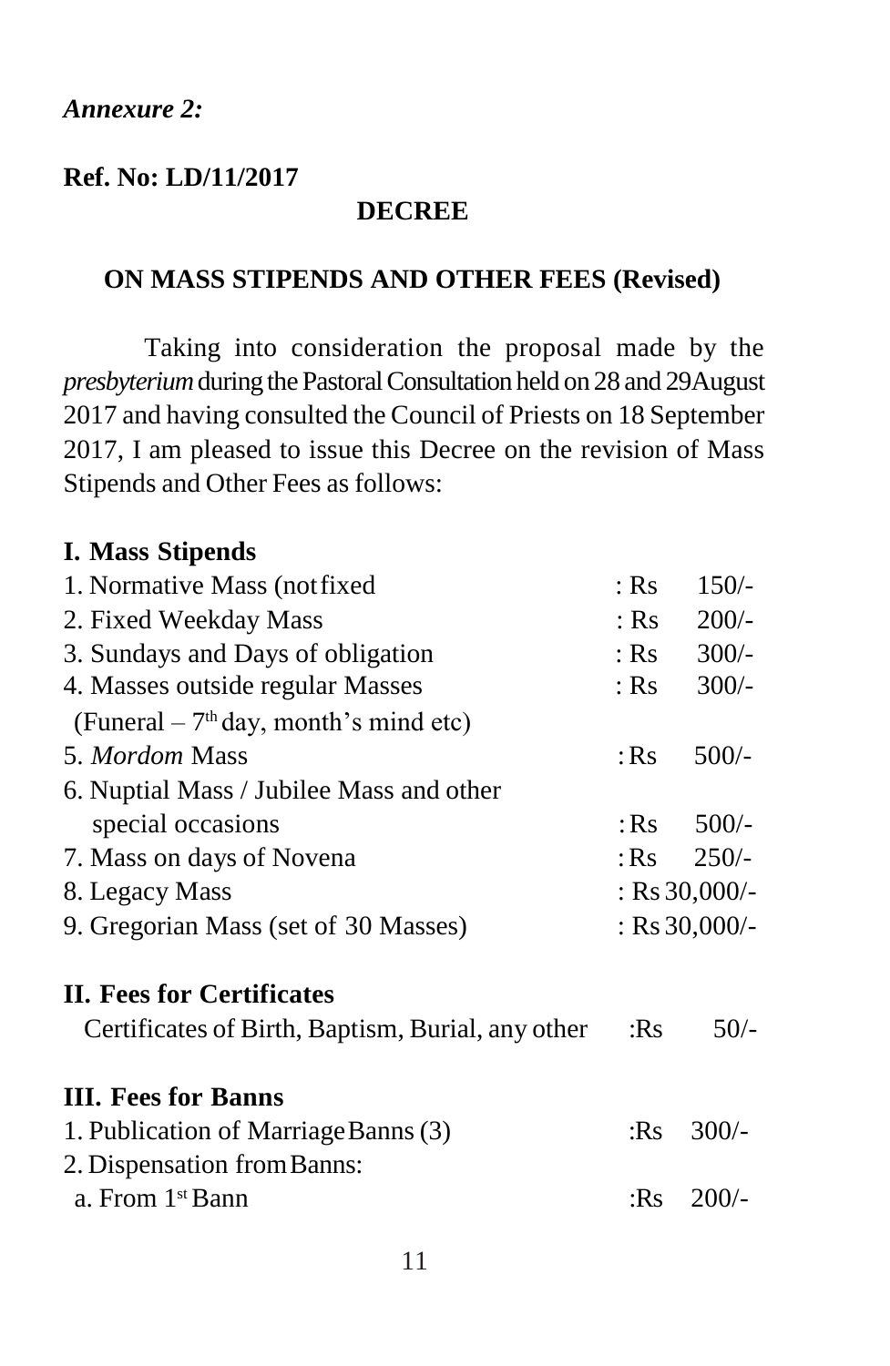*Annexure 2:*

**Ref. No: LD/11/2017**

## DECREE

## ON MASS STIPENDS AND OTHER FEES (Revised)

Taking into consideration the proposal made by the *presbyterium* during the Pastoral Consultation held on 28 and 29August 2017 and having consulted the Council of Priests on 18 September 2017, I am pleased to issue this Decree on the revision of Mass Stipends and Other Fees as follows:

### I. Mass Stipends

| | |
|---|---|
| 1. Normative Mass (notfixed | : Rs 150/- |
| 2. Fixed Weekday Mass | : Rs 200/- |
| 3. Sundays and Days of obligation | : Rs 300/- |
| 4. Masses outside regular Masses (Funeral – 7th day, month's mind etc) | : Rs 300/- |
| 5. *Mordom* Mass | : Rs 500/- |
| 6. Nuptial Mass / Jubilee Mass and other special occasions | : Rs 500/- |
| 7. Mass on days of Novena | : Rs 250/- |
| 8. Legacy Mass | : Rs 30,000/- |
| 9. Gregorian Mass (set of 30 Masses) | : Rs 30,000/- |

### II. Fees for Certificates

| | |
|---|---|
| Certificates of Birth, Baptism, Burial, any other | :Rs 50/- |

### III. Fees for Banns

| | |
|---|---|
| 1. Publication of Marriage Banns (3) | :Rs 300/- |
| 2. Dispensation from Banns: | |
| a. From 1st Bann | :Rs 200/- |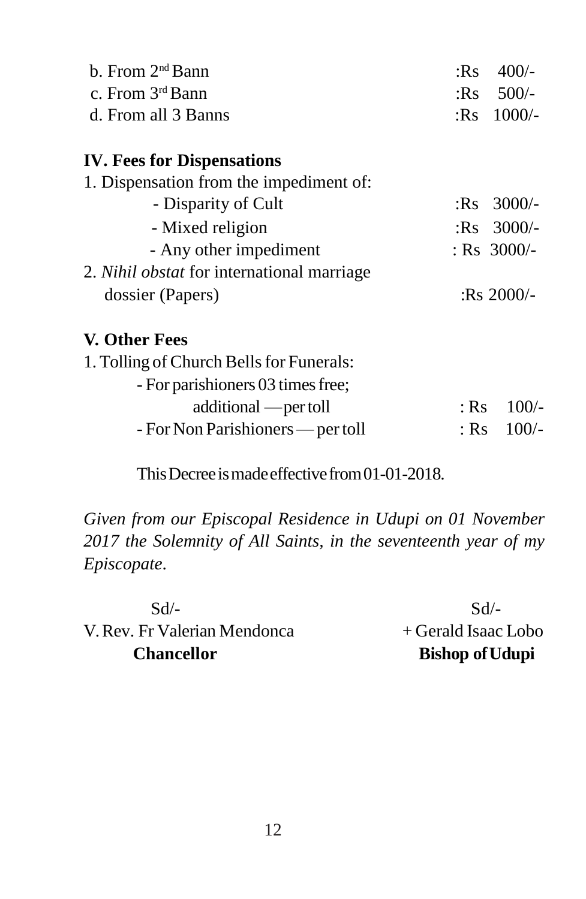b. From 2nd Bann :Rs 400/-
c. From 3rd Bann :Rs 500/-
d. From all 3 Banns :Rs 1000/-

**IV. Fees for Dispensations**

1. Dispensation from the impediment of:
   - Disparity of Cult :Rs 3000/-
   - Mixed religion :Rs 3000/-
   - Any other impediment : Rs 3000/-
2. *Nihil obstat* for international marriage dossier (Papers) :Rs 2000/-

**V. Other Fees**

1. Tolling of Church Bells for Funerals:
   - For parishioners 03 times free; additional — per toll : Rs 100/-
   - For Non Parishioners — per toll : Rs 100/-

This Decree is made effective from 01-01-2018.

*Given from our Episcopal Residence in Udupi on 01 November 2017 the Solemnity of All Saints, in the seventeenth year of my Episcopate.*

Sd/-
V. Rev. Fr Valerian Mendonca
**Chancellor**

Sd/-
+ Gerald Isaac Lobo
**Bishop of Udupi**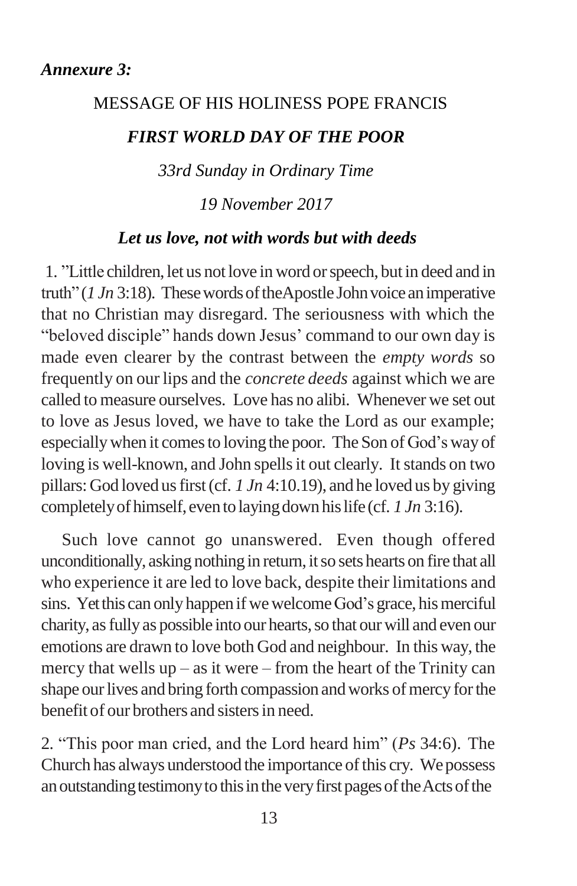*Annexure 3:*

MESSAGE OF HIS HOLINESS POPE FRANCIS

## *FIRST WORLD DAY OF THE POOR*

*33rd Sunday in Ordinary Time*

*19 November 2017*

### *Let us love, not with words but with deeds*

1. "Little children, let us not love in word or speech, but in deed and in truth" (*1 Jn* 3:18). These words of the Apostle John voice an imperative that no Christian may disregard. The seriousness with which the "beloved disciple" hands down Jesus' command to our own day is made even clearer by the contrast between the *empty words* so frequently on our lips and the *concrete deeds* against which we are called to measure ourselves. Love has no alibi. Whenever we set out to love as Jesus loved, we have to take the Lord as our example; especially when it comes to loving the poor. The Son of God's way of loving is well-known, and John spells it out clearly. It stands on two pillars: God loved us first (cf. *1 Jn* 4:10.19), and he loved us by giving completely of himself, even to laying down his life (cf. *1 Jn* 3:16).

Such love cannot go unanswered. Even though offered unconditionally, asking nothing in return, it so sets hearts on fire that all who experience it are led to love back, despite their limitations and sins. Yet this can only happen if we welcome God's grace, his merciful charity, as fully as possible into our hearts, so that our will and even our emotions are drawn to love both God and neighbour. In this way, the mercy that wells up – as it were – from the heart of the Trinity can shape our lives and bring forth compassion and works of mercy for the benefit of our brothers and sisters in need.

2. "This poor man cried, and the Lord heard him" (*Ps* 34:6). The Church has always understood the importance of this cry. We possess an outstanding testimony to this in the very first pages of the Acts of the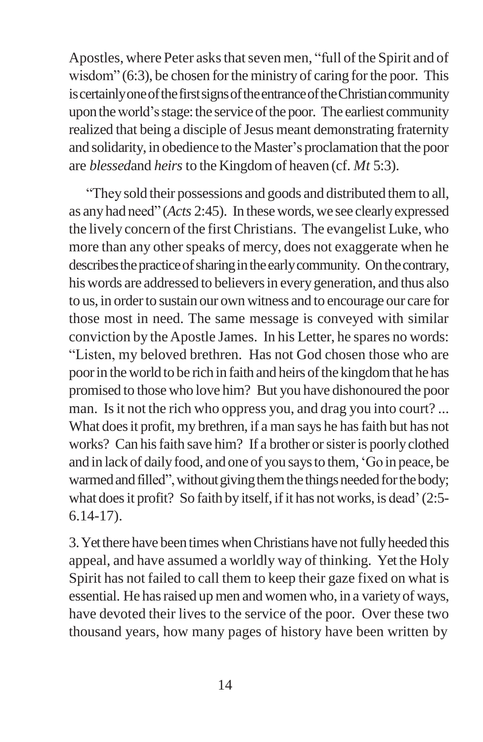Apostles, where Peter asks that seven men, "full of the Spirit and of wisdom" (6:3), be chosen for the ministry of caring for the poor. This is certainly one of the first signs of the entrance of the Christian community upon the world's stage: the service of the poor. The earliest community realized that being a disciple of Jesus meant demonstrating fraternity and solidarity, in obedience to the Master's proclamation that the poor are *blessed*and *heirs* to the Kingdom of heaven (cf. *Mt* 5:3).

"They sold their possessions and goods and distributed them to all, as any had need" (*Acts* 2:45). In these words, we see clearly expressed the lively concern of the first Christians. The evangelist Luke, who more than any other speaks of mercy, does not exaggerate when he describes the practice of sharing in the early community. On the contrary, his words are addressed to believers in every generation, and thus also to us, in order to sustain our own witness and to encourage our care for those most in need. The same message is conveyed with similar conviction by the Apostle James. In his Letter, he spares no words: "Listen, my beloved brethren. Has not God chosen those who are poor in the world to be rich in faith and heirs of the kingdom that he has promised to those who love him? But you have dishonoured the poor man. Is it not the rich who oppress you, and drag you into court? ... What does it profit, my brethren, if a man says he has faith but has not works? Can his faith save him? If a brother or sister is poorly clothed and in lack of daily food, and one of you says to them, 'Go in peace, be warmed and filled", without giving them the things needed for the body; what does it profit? So faith by itself, if it has not works, is dead' (2:5-6.14-17).

3. Yet there have been times when Christians have not fully heeded this appeal, and have assumed a worldly way of thinking. Yet the Holy Spirit has not failed to call them to keep their gaze fixed on what is essential. He has raised up men and women who, in a variety of ways, have devoted their lives to the service of the poor. Over these two thousand years, how many pages of history have been written by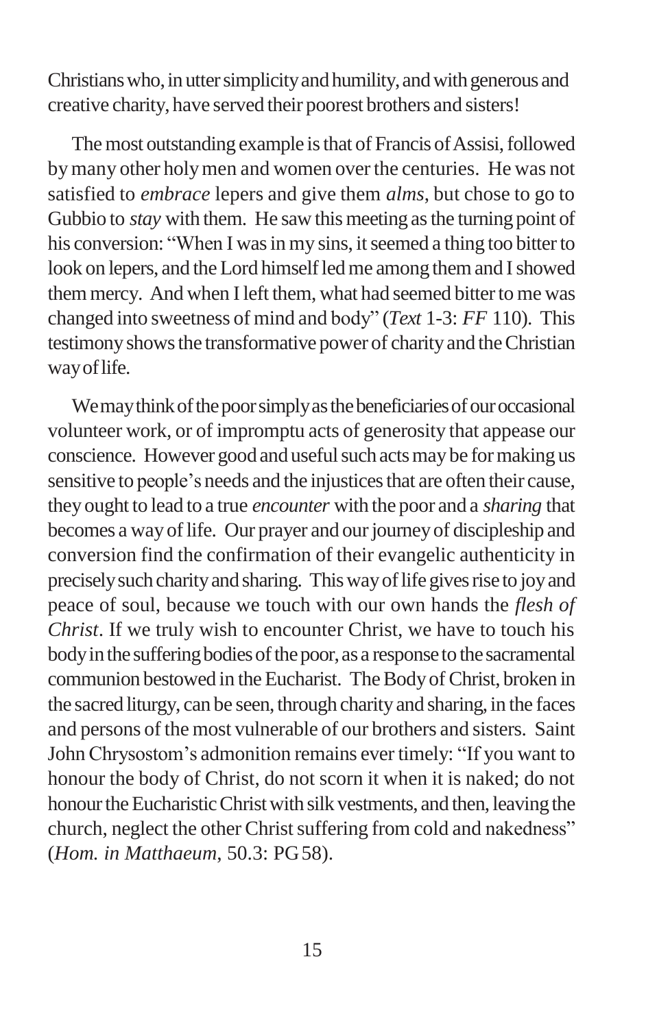Christians who, in utter simplicity and humility, and with generous and creative charity, have served their poorest brothers and sisters!

The most outstanding example is that of Francis of Assisi, followed by many other holy men and women over the centuries. He was not satisfied to *embrace* lepers and give them *alms*, but chose to go to Gubbio to *stay* with them. He saw this meeting as the turning point of his conversion: "When I was in my sins, it seemed a thing too bitter to look on lepers, and the Lord himself led me among them and I showed them mercy. And when I left them, what had seemed bitter to me was changed into sweetness of mind and body" (*Text* 1-3: *FF* 110). This testimony shows the transformative power of charity and the Christian way of life.

We may think of the poor simply as the beneficiaries of our occasional volunteer work, or of impromptu acts of generosity that appease our conscience. However good and useful such acts may be for making us sensitive to people's needs and the injustices that are often their cause, they ought to lead to a true *encounter* with the poor and a *sharing* that becomes a way of life. Our prayer and our journey of discipleship and conversion find the confirmation of their evangelic authenticity in precisely such charity and sharing. This way of life gives rise to joy and peace of soul, because we touch with our own hands the *flesh of Christ*. If we truly wish to encounter Christ, we have to touch his body in the suffering bodies of the poor, as a response to the sacramental communion bestowed in the Eucharist. The Body of Christ, broken in the sacred liturgy, can be seen, through charity and sharing, in the faces and persons of the most vulnerable of our brothers and sisters. Saint John Chrysostom's admonition remains ever timely: "If you want to honour the body of Christ, do not scorn it when it is naked; do not honour the Eucharistic Christ with silk vestments, and then, leaving the church, neglect the other Christ suffering from cold and nakedness" (*Hom. in Matthaeum*, 50.3: PG 58).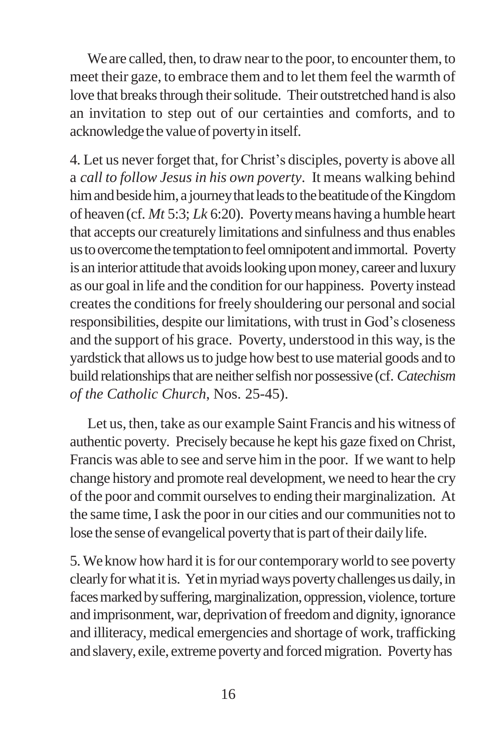We are called, then, to draw near to the poor, to encounter them, to meet their gaze, to embrace them and to let them feel the warmth of love that breaks through their solitude. Their outstretched hand is also an invitation to step out of our certainties and comforts, and to acknowledge the value of poverty in itself.

4. Let us never forget that, for Christ's disciples, poverty is above all a *call to follow Jesus in his own poverty*. It means walking behind him and beside him, a journey that leads to the beatitude of the Kingdom of heaven (cf. *Mt* 5:3; *Lk* 6:20). Poverty means having a humble heart that accepts our creaturely limitations and sinfulness and thus enables us to overcome the temptation to feel omnipotent and immortal. Poverty is an interior attitude that avoids looking upon money, career and luxury as our goal in life and the condition for our happiness. Poverty instead creates the conditions for freely shouldering our personal and social responsibilities, despite our limitations, with trust in God's closeness and the support of his grace. Poverty, understood in this way, is the yardstick that allows us to judge how best to use material goods and to build relationships that are neither selfish nor possessive (cf. *Catechism of the Catholic Church*, Nos. 25-45).

Let us, then, take as our example Saint Francis and his witness of authentic poverty. Precisely because he kept his gaze fixed on Christ, Francis was able to see and serve him in the poor. If we want to help change history and promote real development, we need to hear the cry of the poor and commit ourselves to ending their marginalization. At the same time, I ask the poor in our cities and our communities not to lose the sense of evangelical poverty that is part of their daily life.

5. We know how hard it is for our contemporary world to see poverty clearly for what it is. Yet in myriad ways poverty challenges us daily, in faces marked by suffering, marginalization, oppression, violence, torture and imprisonment, war, deprivation of freedom and dignity, ignorance and illiteracy, medical emergencies and shortage of work, trafficking and slavery, exile, extreme poverty and forced migration. Poverty has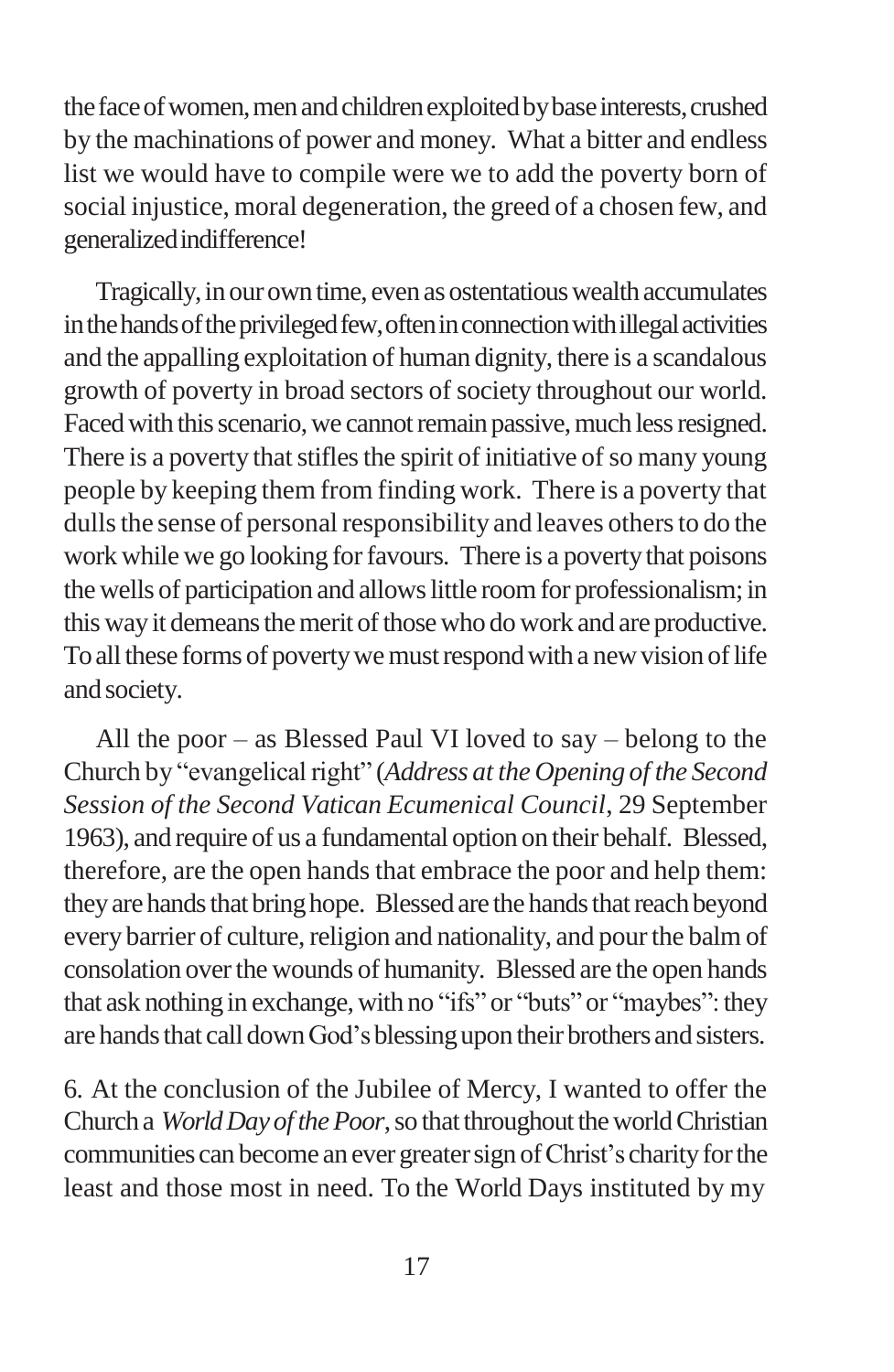the face of women, men and children exploited by base interests, crushed by the machinations of power and money. What a bitter and endless list we would have to compile were we to add the poverty born of social injustice, moral degeneration, the greed of a chosen few, and generalized indifference!

Tragically, in our own time, even as ostentatious wealth accumulates in the hands of the privileged few, often in connection with illegal activities and the appalling exploitation of human dignity, there is a scandalous growth of poverty in broad sectors of society throughout our world. Faced with this scenario, we cannot remain passive, much less resigned. There is a poverty that stifles the spirit of initiative of so many young people by keeping them from finding work. There is a poverty that dulls the sense of personal responsibility and leaves others to do the work while we go looking for favours. There is a poverty that poisons the wells of participation and allows little room for professionalism; in this way it demeans the merit of those who do work and are productive. To all these forms of poverty we must respond with a new vision of life and society.

All the poor – as Blessed Paul VI loved to say – belong to the Church by "evangelical right" (*Address at the Opening of the Second Session of the Second Vatican Ecumenical Council*, 29 September 1963), and require of us a fundamental option on their behalf. Blessed, therefore, are the open hands that embrace the poor and help them: they are hands that bring hope. Blessed are the hands that reach beyond every barrier of culture, religion and nationality, and pour the balm of consolation over the wounds of humanity. Blessed are the open hands that ask nothing in exchange, with no "ifs" or "buts" or "maybes": they are hands that call down God's blessing upon their brothers and sisters.

6. At the conclusion of the Jubilee of Mercy, I wanted to offer the Church a *World Day of the Poor*, so that throughout the world Christian communities can become an ever greater sign of Christ's charity for the least and those most in need. To the World Days instituted by my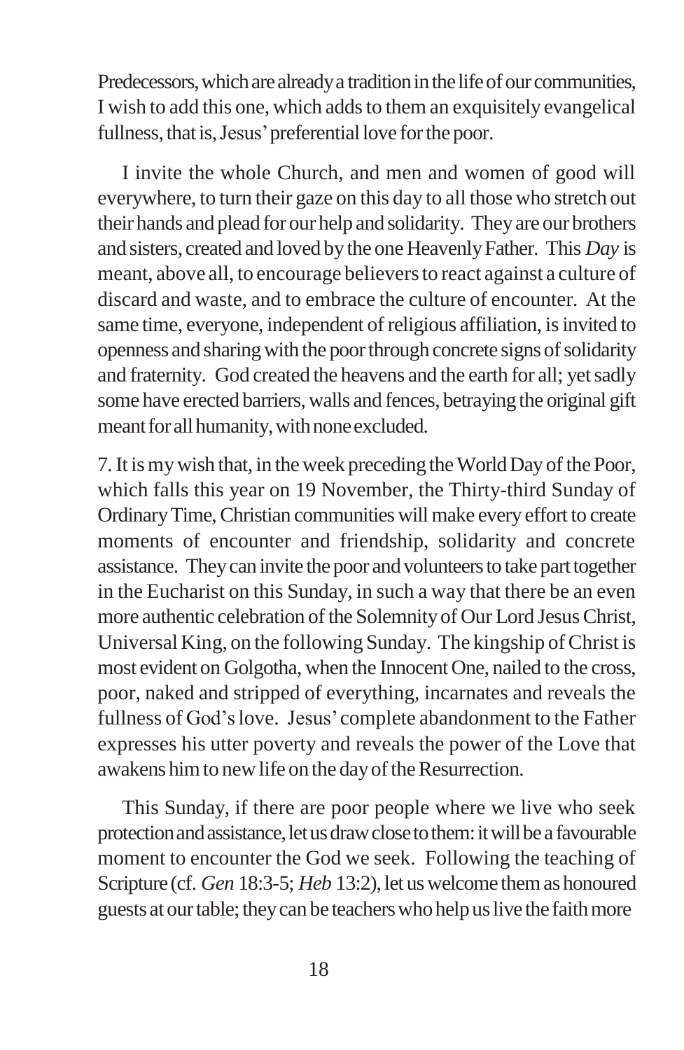Predecessors, which are already a tradition in the life of our communities, I wish to add this one, which adds to them an exquisitely evangelical fullness, that is, Jesus' preferential love for the poor.

I invite the whole Church, and men and women of good will everywhere, to turn their gaze on this day to all those who stretch out their hands and plead for our help and solidarity. They are our brothers and sisters, created and loved by the one Heavenly Father. This *Day* is meant, above all, to encourage believers to react against a culture of discard and waste, and to embrace the culture of encounter. At the same time, everyone, independent of religious affiliation, is invited to openness and sharing with the poor through concrete signs of solidarity and fraternity. God created the heavens and the earth for all; yet sadly some have erected barriers, walls and fences, betraying the original gift meant for all humanity, with none excluded.

7. It is my wish that, in the week preceding the World Day of the Poor, which falls this year on 19 November, the Thirty-third Sunday of Ordinary Time, Christian communities will make every effort to create moments of encounter and friendship, solidarity and concrete assistance. They can invite the poor and volunteers to take part together in the Eucharist on this Sunday, in such a way that there be an even more authentic celebration of the Solemnity of Our Lord Jesus Christ, Universal King, on the following Sunday. The kingship of Christ is most evident on Golgotha, when the Innocent One, nailed to the cross, poor, naked and stripped of everything, incarnates and reveals the fullness of God's love. Jesus' complete abandonment to the Father expresses his utter poverty and reveals the power of the Love that awakens him to new life on the day of the Resurrection.

This Sunday, if there are poor people where we live who seek protection and assistance, let us draw close to them: it will be a favourable moment to encounter the God we seek. Following the teaching of Scripture (cf. *Gen* 18:3-5; *Heb* 13:2), let us welcome them as honoured guests at our table; they can be teachers who help us live the faith more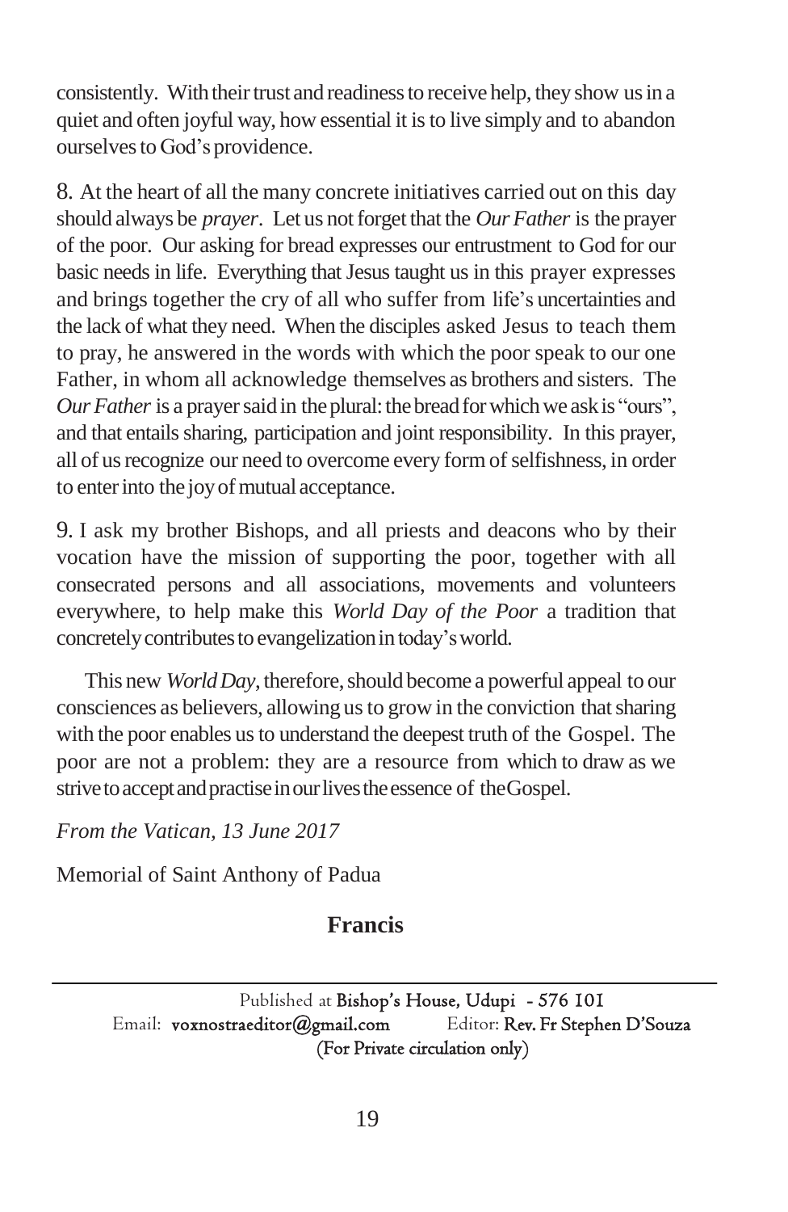consistently. With their trust and readiness to receive help, they show us in a quiet and often joyful way, how essential it is to live simply and to abandon ourselves to God's providence.

8. At the heart of all the many concrete initiatives carried out on this day should always be *prayer*. Let us not forget that the *Our Father* is the prayer of the poor. Our asking for bread expresses our entrustment to God for our basic needs in life. Everything that Jesus taught us in this prayer expresses and brings together the cry of all who suffer from life's uncertainties and the lack of what they need. When the disciples asked Jesus to teach them to pray, he answered in the words with which the poor speak to our one Father, in whom all acknowledge themselves as brothers and sisters. The *Our Father* is a prayer said in the plural: the bread for which we ask is "ours", and that entails sharing, participation and joint responsibility. In this prayer, all of us recognize our need to overcome every form of selfishness, in order to enter into the joy of mutual acceptance.

9. I ask my brother Bishops, and all priests and deacons who by their vocation have the mission of supporting the poor, together with all consecrated persons and all associations, movements and volunteers everywhere, to help make this *World Day of the Poor* a tradition that concretely contributes to evangelization in today's world.

This new *World Day*, therefore, should become a powerful appeal to our consciences as believers, allowing us to grow in the conviction that sharing with the poor enables us to understand the deepest truth of the Gospel. The poor are not a problem: they are a resource from which to draw as we strive to accept and practise in our lives the essence of the Gospel.

*From the Vatican, 13 June 2017*

Memorial of Saint Anthony of Padua

**Francis**

---

Published at **Bishop's House, Udupi - 576 101**
Email: **voxnostraeditor@gmail.com** Editor: **Rev. Fr Stephen D'Souza**
**(For Private circulation only)**